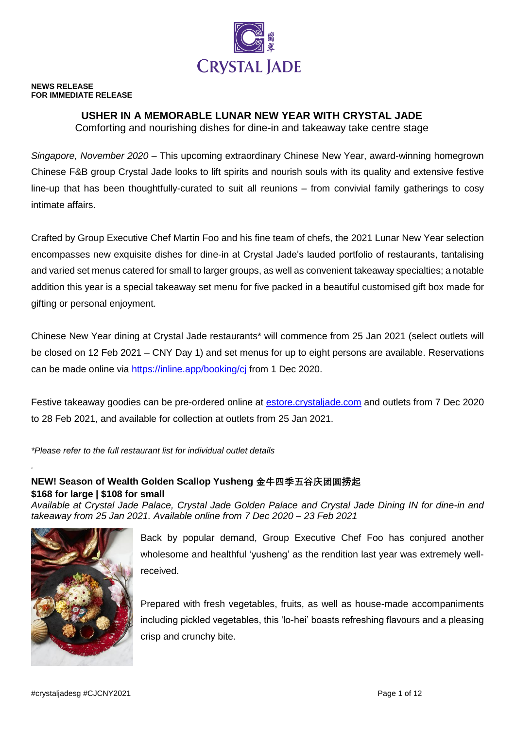**NEWS RELEASE**
**FOR IMMEDIATE RELEASE**

# USHER IN A MEMORABLE LUNAR NEW YEAR WITH CRYSTAL JADE

Comforting and nourishing dishes for dine-in and takeaway take centre stage

*Singapore, November 2020* – This upcoming extraordinary Chinese New Year, award-winning homegrown Chinese F&B group Crystal Jade looks to lift spirits and nourish souls with its quality and extensive festive line-up that has been thoughtfully-curated to suit all reunions – from convivial family gatherings to cosy intimate affairs.

Crafted by Group Executive Chef Martin Foo and his fine team of chefs, the 2021 Lunar New Year selection encompasses new exquisite dishes for dine-in at Crystal Jade's lauded portfolio of restaurants, tantalising and varied set menus catered for small to larger groups, as well as convenient takeaway specialties; a notable addition this year is a special takeaway set menu for five packed in a beautiful customised gift box made for gifting or personal enjoyment.

Chinese New Year dining at Crystal Jade restaurants* will commence from 25 Jan 2021 (select outlets will be closed on 12 Feb 2021 – CNY Day 1) and set menus for up to eight persons are available. Reservations can be made online via https://inline.app/booking/cj from 1 Dec 2020.

Festive takeaway goodies can be pre-ordered online at estore.crystaljade.com and outlets from 7 Dec 2020 to 28 Feb 2021, and available for collection at outlets from 25 Jan 2021.

*\*Please refer to the full restaurant list for individual outlet details*

### NEW! Season of Wealth Golden Scallop Yusheng 金牛四季五谷庆团圆捞起

**$168 for large | $108 for small**

*Available at Crystal Jade Palace, Crystal Jade Golden Palace and Crystal Jade Dining IN for dine-in and takeaway from 25 Jan 2021. Available online from 7 Dec 2020 – 23 Feb 2021*

Back by popular demand, Group Executive Chef Foo has conjured another wholesome and healthful 'yusheng' as the rendition last year was extremely well-received.

Prepared with fresh vegetables, fruits, as well as house-made accompaniments including pickled vegetables, this 'lo-hei' boasts refreshing flavours and a pleasing crisp and crunchy bite.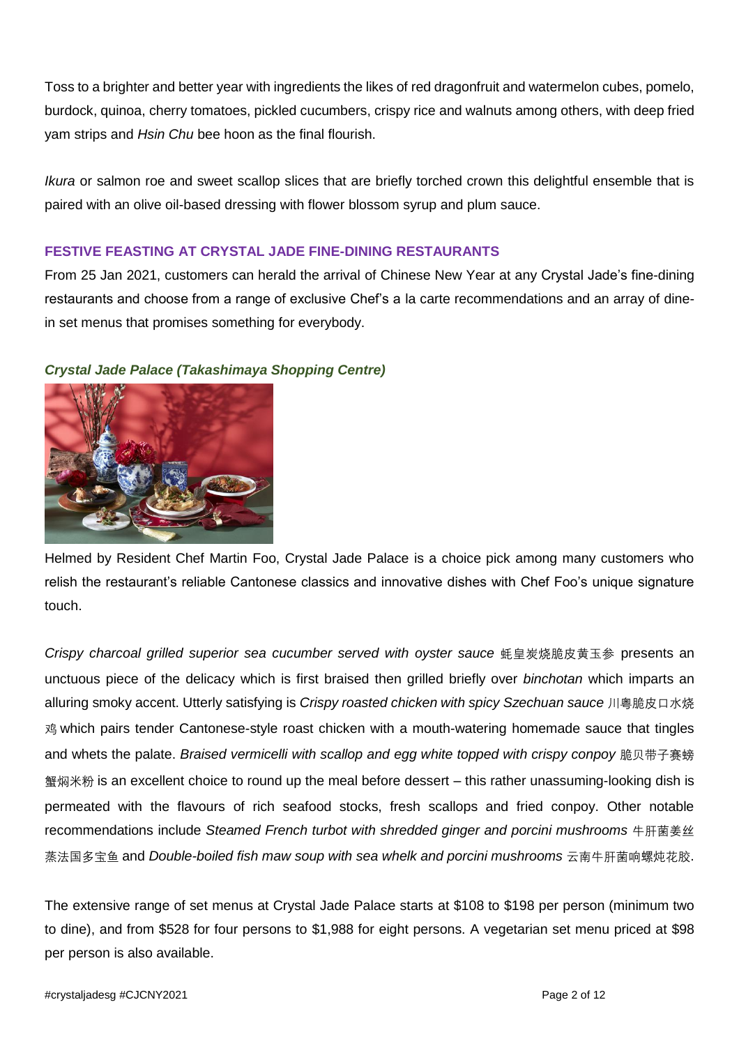Toss to a brighter and better year with ingredients the likes of red dragonfruit and watermelon cubes, pomelo, burdock, quinoa, cherry tomatoes, pickled cucumbers, crispy rice and walnuts among others, with deep fried yam strips and *Hsin Chu* bee hoon as the final flourish.

*Ikura* or salmon roe and sweet scallop slices that are briefly torched crown this delightful ensemble that is paired with an olive oil-based dressing with flower blossom syrup and plum sauce.

## FESTIVE FEASTING AT CRYSTAL JADE FINE-DINING RESTAURANTS

From 25 Jan 2021, customers can herald the arrival of Chinese New Year at any Crystal Jade's fine-dining restaurants and choose from a range of exclusive Chef's a la carte recommendations and an array of dine-in set menus that promises something for everybody.

### *Crystal Jade Palace (Takashimaya Shopping Centre)*

Helmed by Resident Chef Martin Foo, Crystal Jade Palace is a choice pick among many customers who relish the restaurant's reliable Cantonese classics and innovative dishes with Chef Foo's unique signature touch.

*Crispy charcoal grilled superior sea cucumber served with oyster sauce* 蚝皇炭烧脆皮黄玉参 presents an unctuous piece of the delicacy which is first braised then grilled briefly over *binchotan* which imparts an alluring smoky accent. Utterly satisfying is *Crispy roasted chicken with spicy Szechuan sauce* 川粤脆皮口水烧鸡 which pairs tender Cantonese-style roast chicken with a mouth-watering homemade sauce that tingles and whets the palate. *Braised vermicelli with scallop and egg white topped with crispy conpoy* 脆贝带子赛螃蟹焖米粉 is an excellent choice to round up the meal before dessert – this rather unassuming-looking dish is permeated with the flavours of rich seafood stocks, fresh scallops and fried conpoy. Other notable recommendations include *Steamed French turbot with shredded ginger and porcini mushrooms* 牛肝菌姜丝蒸法国多宝鱼 and *Double-boiled fish maw soup with sea whelk and porcini mushrooms* 云南牛肝菌响螺炖花胶.

The extensive range of set menus at Crystal Jade Palace starts at $108 to $198 per person (minimum two to dine), and from $528 for four persons to $1,988 for eight persons. A vegetarian set menu priced at $98 per person is also available.

#crystaljadesg #CJCNY2021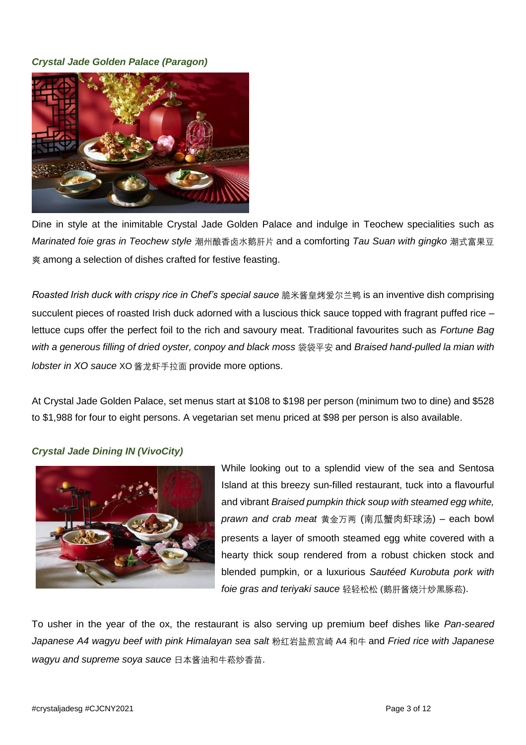***Crystal Jade Golden Palace (Paragon)***

Dine in style at the inimitable Crystal Jade Golden Palace and indulge in Teochew specialities such as *Marinated foie gras in Teochew style* 潮州酿香卤水鹅肝片 and a comforting *Tau Suan with gingko* 潮式富果豆爽 among a selection of dishes crafted for festive feasting.

*Roasted Irish duck with crispy rice in Chef's special sauce* 脆米酱皇烤爱尔兰鸭 is an inventive dish comprising succulent pieces of roasted Irish duck adorned with a luscious thick sauce topped with fragrant puffed rice – lettuce cups offer the perfect foil to the rich and savoury meat. Traditional favourites such as *Fortune Bag with a generous filling of dried oyster, conpoy and black moss* 袋袋平安 and *Braised hand-pulled la mian with lobster in XO sauce* XO 酱龙虾手拉面 provide more options.

At Crystal Jade Golden Palace, set menus start at $108 to $198 per person (minimum two to dine) and $528 to $1,988 for four to eight persons. A vegetarian set menu priced at $98 per person is also available.

***Crystal Jade Dining IN (VivoCity)***

While looking out to a splendid view of the sea and Sentosa Island at this breezy sun-filled restaurant, tuck into a flavourful and vibrant *Braised pumpkin thick soup with steamed egg white, prawn and crab meat* 黄金万两 (南瓜蟹肉虾球汤) – each bowl presents a layer of smooth steamed egg white covered with a hearty thick soup rendered from a robust chicken stock and blended pumpkin, or a luxurious *Sautéed Kurobuta pork with foie gras and teriyaki sauce* 轻轻松松 (鹅肝酱烧汁炒黑豚菘).

To usher in the year of the ox, the restaurant is also serving up premium beef dishes like *Pan-seared Japanese A4 wagyu beef with pink Himalayan sea salt* 粉红岩盐煎宫崎 A4 和牛 and *Fried rice with Japanese wagyu and supreme soya sauce* 日本酱油和牛菘炒香苗.

#crystaljadesg #CJCNY2021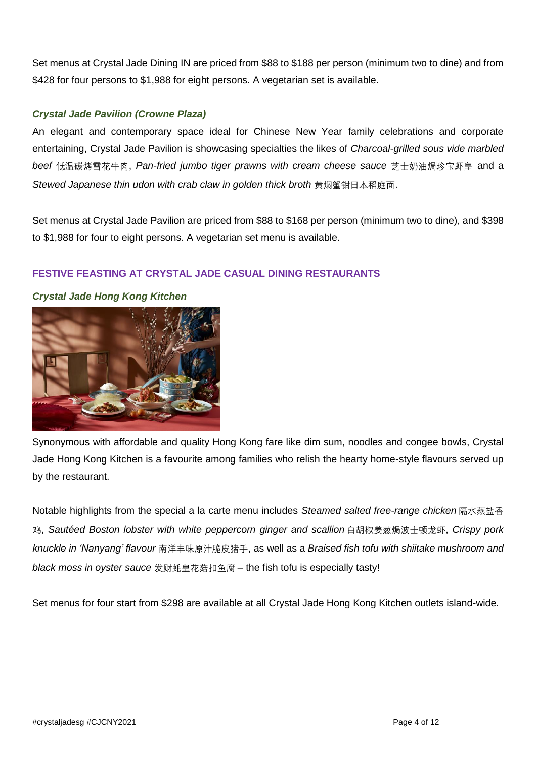Set menus at Crystal Jade Dining IN are priced from $88 to $188 per person (minimum two to dine) and from $428 for four persons to $1,988 for eight persons. A vegetarian set is available.

***Crystal Jade Pavilion (Crowne Plaza)***

An elegant and contemporary space ideal for Chinese New Year family celebrations and corporate entertaining, Crystal Jade Pavilion is showcasing specialties the likes of *Charcoal-grilled sous vide marbled beef* 低温碳烤雪花牛肉, *Pan-fried jumbo tiger prawns with cream cheese sauce* 芝士奶油焗珍宝虾皇 and a *Stewed Japanese thin udon with crab claw in golden thick broth* 黄焖蟹钳日本稻庭面.

Set menus at Crystal Jade Pavilion are priced from $88 to $168 per person (minimum two to dine), and $398 to $1,988 for four to eight persons. A vegetarian set menu is available.

**FESTIVE FEASTING AT CRYSTAL JADE CASUAL DINING RESTAURANTS**

***Crystal Jade Hong Kong Kitchen***

Synonymous with affordable and quality Hong Kong fare like dim sum, noodles and congee bowls, Crystal Jade Hong Kong Kitchen is a favourite among families who relish the hearty home-style flavours served up by the restaurant.

Notable highlights from the special a la carte menu includes *Steamed salted free-range chicken* 隔水蒸盐香鸡, *Sautéed Boston lobster with white peppercorn ginger and scallion* 白胡椒姜葱焗波士顿龙虾, *Crispy pork knuckle in 'Nanyang' flavour* 南洋丰味原汁脆皮猪手, as well as a *Braised fish tofu with shiitake mushroom and black moss in oyster sauce* 发财蚝皇花菇扣鱼腐 – the fish tofu is especially tasty!

Set menus for four start from $298 are available at all Crystal Jade Hong Kong Kitchen outlets island-wide.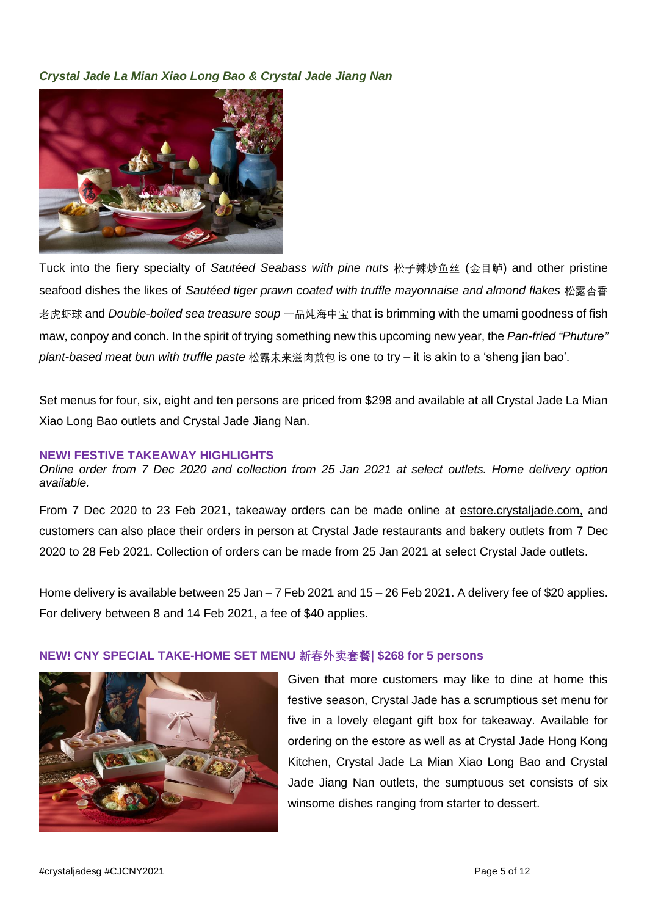***Crystal Jade La Mian Xiao Long Bao & Crystal Jade Jiang Nan***

Tuck into the fiery specialty of *Sautéed Seabass with pine nuts* 松子辣炒鱼丝 (金目鲈) and other pristine seafood dishes the likes of *Sautéed tiger prawn coated with truffle mayonnaise and almond flakes* 松露杏香老虎虾球 and *Double-boiled sea treasure soup* 一品炖海中宝 that is brimming with the umami goodness of fish maw, conpoy and conch. In the spirit of trying something new this upcoming new year, the *Pan-fried "Phuture" plant-based meat bun with truffle paste* 松露未来滋肉煎包 is one to try – it is akin to a 'sheng jian bao'.

Set menus for four, six, eight and ten persons are priced from $298 and available at all Crystal Jade La Mian Xiao Long Bao outlets and Crystal Jade Jiang Nan.

**NEW! FESTIVE TAKEAWAY HIGHLIGHTS**

*Online order from 7 Dec 2020 and collection from 25 Jan 2021 at select outlets. Home delivery option available.*

From 7 Dec 2020 to 23 Feb 2021, takeaway orders can be made online at estore.crystaljade.com, and customers can also place their orders in person at Crystal Jade restaurants and bakery outlets from 7 Dec 2020 to 28 Feb 2021. Collection of orders can be made from 25 Jan 2021 at select Crystal Jade outlets.

Home delivery is available between 25 Jan – 7 Feb 2021 and 15 – 26 Feb 2021. A delivery fee of $20 applies. For delivery between 8 and 14 Feb 2021, a fee of $40 applies.

**NEW! CNY SPECIAL TAKE-HOME SET MENU 新春外卖套餐| $268 for 5 persons**

Given that more customers may like to dine at home this festive season, Crystal Jade has a scrumptious set menu for five in a lovely elegant gift box for takeaway. Available for ordering on the estore as well as at Crystal Jade Hong Kong Kitchen, Crystal Jade La Mian Xiao Long Bao and Crystal Jade Jiang Nan outlets, the sumptuous set consists of six winsome dishes ranging from starter to dessert.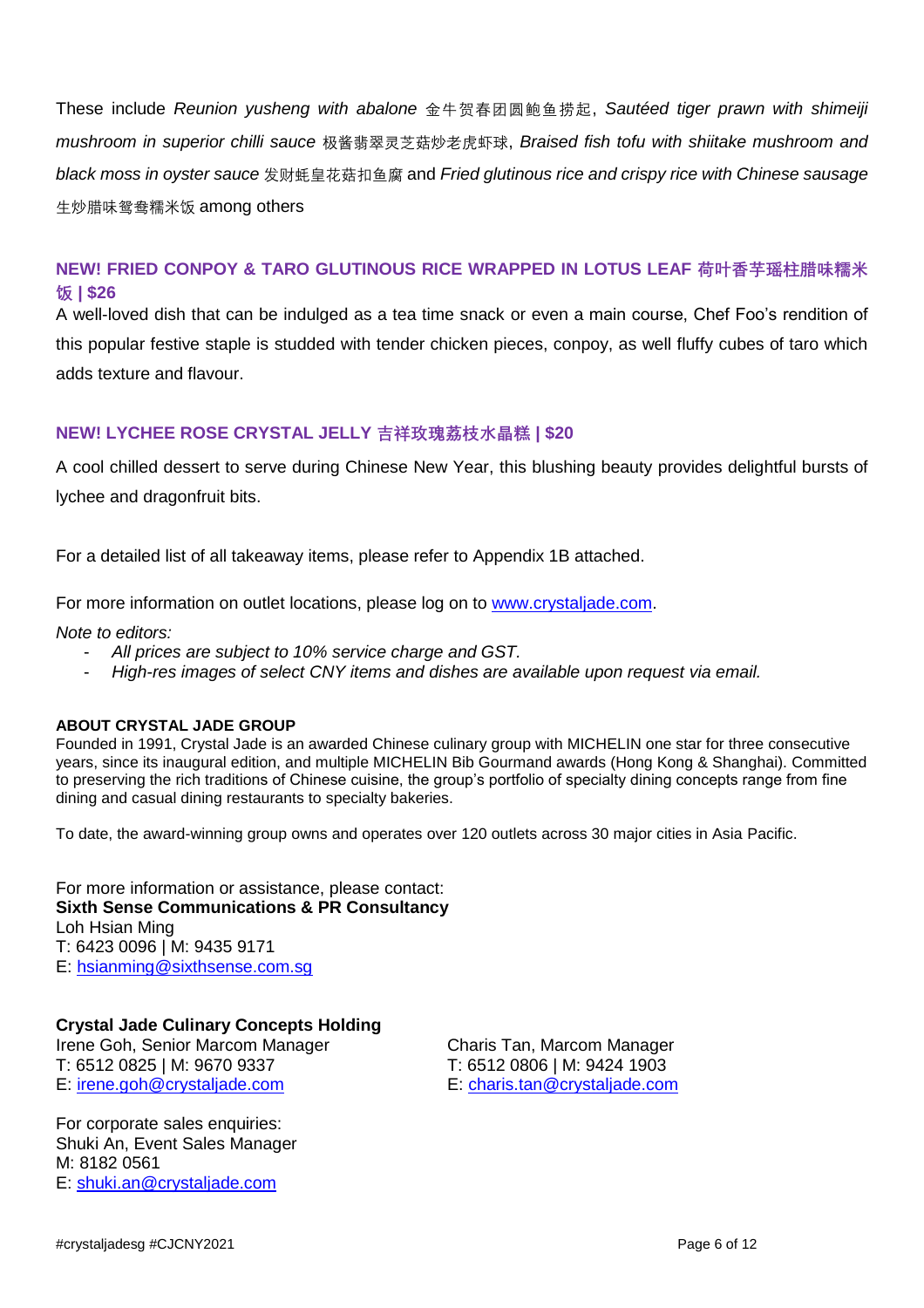These include *Reunion yusheng with abalone* 金牛贺春团圆鲍鱼捞起, *Sautéed tiger prawn with shimeiji mushroom in superior chilli sauce* 极酱翡翠灵芝菇炒老虎虾球, *Braised fish tofu with shiitake mushroom and black moss in oyster sauce* 发财蚝皇花菇扣鱼腐 and *Fried glutinous rice and crispy rice with Chinese sausage* 生炒腊味鸳鸯糯米饭 among others

### NEW! FRIED CONPOY & TARO GLUTINOUS RICE WRAPPED IN LOTUS LEAF 荷叶香芋瑶柱腊味糯米饭 | $26

A well-loved dish that can be indulged as a tea time snack or even a main course, Chef Foo's rendition of this popular festive staple is studded with tender chicken pieces, conpoy, as well fluffy cubes of taro which adds texture and flavour.

### NEW! LYCHEE ROSE CRYSTAL JELLY 吉祥玫瑰荔枝水晶糕 | $20

A cool chilled dessert to serve during Chinese New Year, this blushing beauty provides delightful bursts of lychee and dragonfruit bits.

For a detailed list of all takeaway items, please refer to Appendix 1B attached.

For more information on outlet locations, please log on to www.crystaljade.com.

*Note to editors:*

- *All prices are subject to 10% service charge and GST.*
- *High-res images of select CNY items and dishes are available upon request via email.*

**ABOUT CRYSTAL JADE GROUP**

Founded in 1991, Crystal Jade is an awarded Chinese culinary group with MICHELIN one star for three consecutive years, since its inaugural edition, and multiple MICHELIN Bib Gourmand awards (Hong Kong & Shanghai). Committed to preserving the rich traditions of Chinese cuisine, the group's portfolio of specialty dining concepts range from fine dining and casual dining restaurants to specialty bakeries.

To date, the award-winning group owns and operates over 120 outlets across 30 major cities in Asia Pacific.

For more information or assistance, please contact:
**Sixth Sense Communications & PR Consultancy**
Loh Hsian Ming
T: 6423 0096 | M: 9435 9171
E: hsianming@sixthsense.com.sg

**Crystal Jade Culinary Concepts Holding**
Irene Goh, Senior Marcom Manager
T: 6512 0825 | M: 9670 9337
E: irene.goh@crystaljade.com

Charis Tan, Marcom Manager
T: 6512 0806 | M: 9424 1903
E: charis.tan@crystaljade.com

For corporate sales enquiries:
Shuki An, Event Sales Manager
M: 8182 0561
E: shuki.an@crystaljade.com

#crystaljadesg #CJCNY2021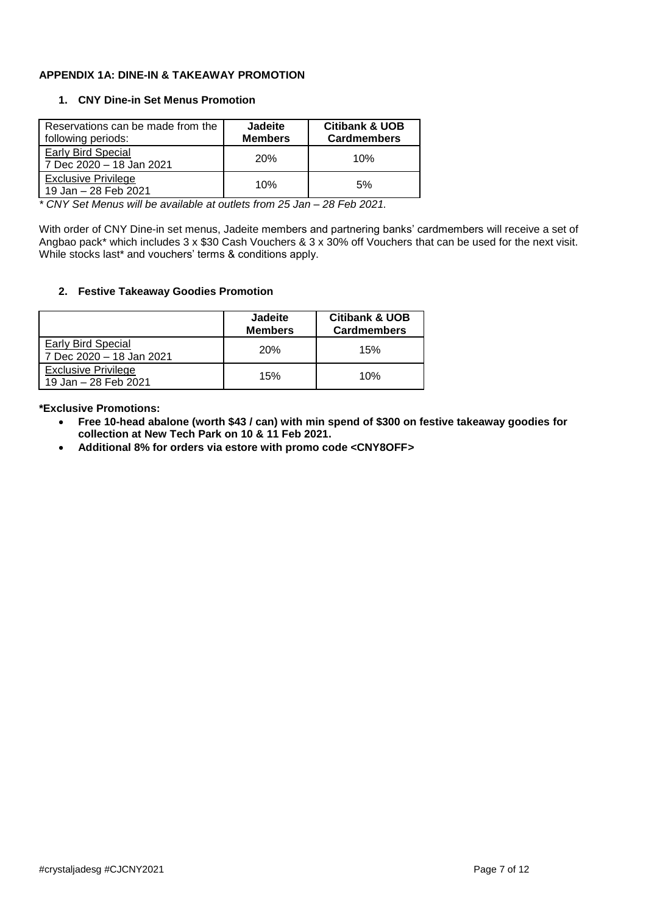**APPENDIX 1A: DINE-IN & TAKEAWAY PROMOTION**

**1. CNY Dine-in Set Menus Promotion**

| Reservations can be made from the following periods: | **Jadeite Members** | **Citibank & UOB Cardmembers** |
|---|---|---|
| Early Bird Special<br>7 Dec 2020 – 18 Jan 2021 | 20% | 10% |
| Exclusive Privilege<br>19 Jan – 28 Feb 2021 | 10% | 5% |

*\* CNY Set Menus will be available at outlets from 25 Jan – 28 Feb 2021.*

With order of CNY Dine-in set menus, Jadeite members and partnering banks' cardmembers will receive a set of Angbao pack* which includes 3 x $30 Cash Vouchers & 3 x 30% off Vouchers that can be used for the next visit. While stocks last* and vouchers' terms & conditions apply.

**2. Festive Takeaway Goodies Promotion**

| | **Jadeite Members** | **Citibank & UOB Cardmembers** |
|---|---|---|
| Early Bird Special<br>7 Dec 2020 – 18 Jan 2021 | 20% | 15% |
| Exclusive Privilege<br>19 Jan – 28 Feb 2021 | 15% | 10% |

**\*Exclusive Promotions:**

- **Free 10-head abalone (worth $43 / can) with min spend of $300 on festive takeaway goodies for collection at New Tech Park on 10 & 11 Feb 2021.**
- **Additional 8% for orders via estore with promo code <CNY8OFF>**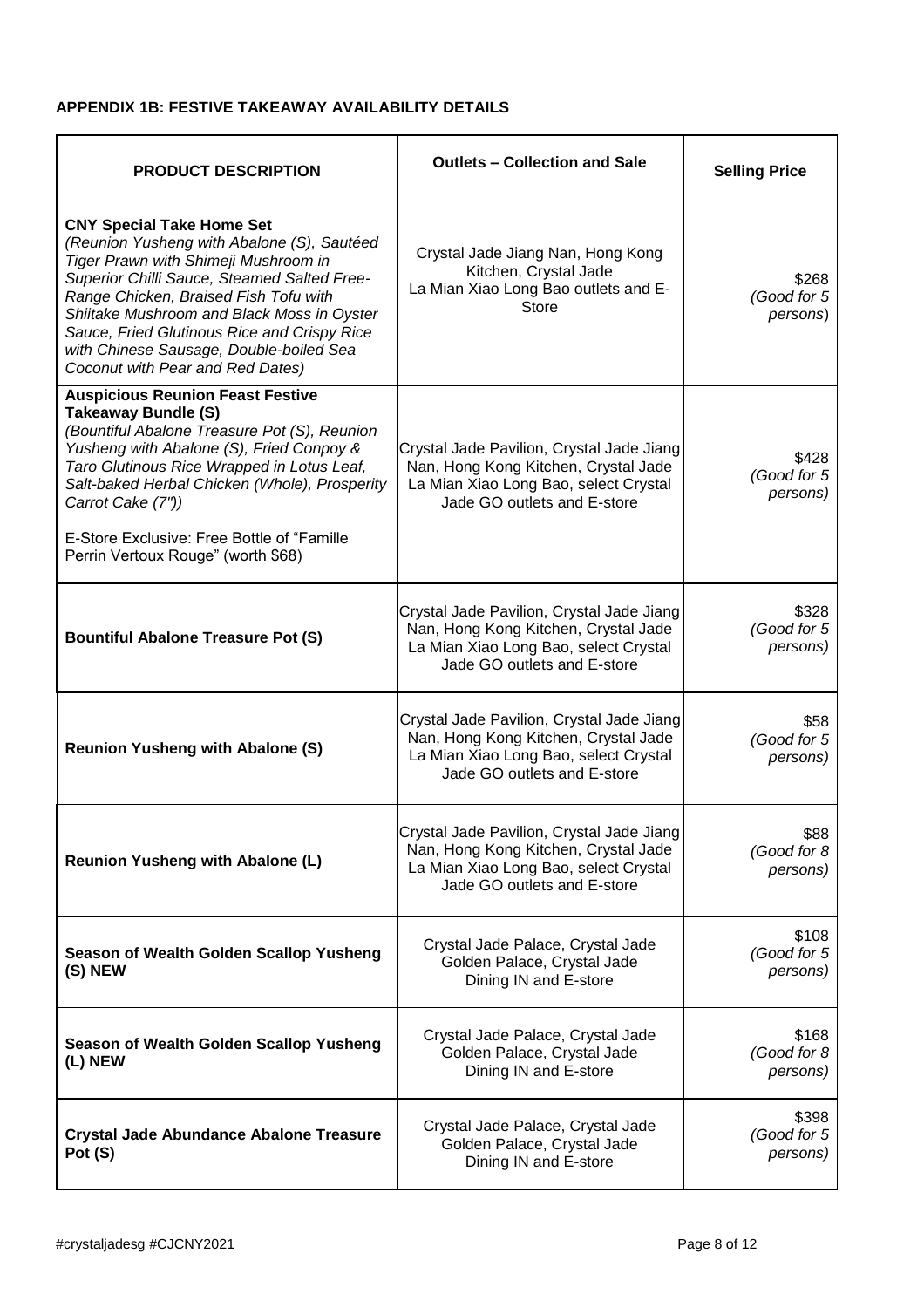**APPENDIX 1B: FESTIVE TAKEAWAY AVAILABILITY DETAILS**

| PRODUCT DESCRIPTION | Outlets – Collection and Sale | Selling Price |
|---|---|---|
| **CNY Special Take Home Set** *(Reunion Yusheng with Abalone (S), Sautéed Tiger Prawn with Shimeji Mushroom in Superior Chilli Sauce, Steamed Salted Free-Range Chicken, Braised Fish Tofu with Shiitake Mushroom and Black Moss in Oyster Sauce, Fried Glutinous Rice and Crispy Rice with Chinese Sausage, Double-boiled Sea Coconut with Pear and Red Dates)* | Crystal Jade Jiang Nan, Hong Kong Kitchen, Crystal Jade La Mian Xiao Long Bao outlets and E-Store | $268 *(Good for 5 persons)* |
| **Auspicious Reunion Feast Festive Takeaway Bundle (S)** *(Bountiful Abalone Treasure Pot (S), Reunion Yusheng with Abalone (S), Fried Conpoy & Taro Glutinous Rice Wrapped in Lotus Leaf, Salt-baked Herbal Chicken (Whole), Prosperity Carrot Cake (7"))* E-Store Exclusive: Free Bottle of "Famille Perrin Vertoux Rouge" (worth $68) | Crystal Jade Pavilion, Crystal Jade Jiang Nan, Hong Kong Kitchen, Crystal Jade La Mian Xiao Long Bao, select Crystal Jade GO outlets and E-store | $428 *(Good for 5 persons)* |
| **Bountiful Abalone Treasure Pot (S)** | Crystal Jade Pavilion, Crystal Jade Jiang Nan, Hong Kong Kitchen, Crystal Jade La Mian Xiao Long Bao, select Crystal Jade GO outlets and E-store | $328 *(Good for 5 persons)* |
| **Reunion Yusheng with Abalone (S)** | Crystal Jade Pavilion, Crystal Jade Jiang Nan, Hong Kong Kitchen, Crystal Jade La Mian Xiao Long Bao, select Crystal Jade GO outlets and E-store | $58 *(Good for 5 persons)* |
| **Reunion Yusheng with Abalone (L)** | Crystal Jade Pavilion, Crystal Jade Jiang Nan, Hong Kong Kitchen, Crystal Jade La Mian Xiao Long Bao, select Crystal Jade GO outlets and E-store | $88 *(Good for 8 persons)* |
| **Season of Wealth Golden Scallop Yusheng (S) NEW** | Crystal Jade Palace, Crystal Jade Golden Palace, Crystal Jade Dining IN and E-store | $108 *(Good for 5 persons)* |
| **Season of Wealth Golden Scallop Yusheng (L) NEW** | Crystal Jade Palace, Crystal Jade Golden Palace, Crystal Jade Dining IN and E-store | $168 *(Good for 8 persons)* |
| **Crystal Jade Abundance Abalone Treasure Pot (S)** | Crystal Jade Palace, Crystal Jade Golden Palace, Crystal Jade Dining IN and E-store | $398 *(Good for 5 persons)* |

#crystaljadesg #CJCNY2021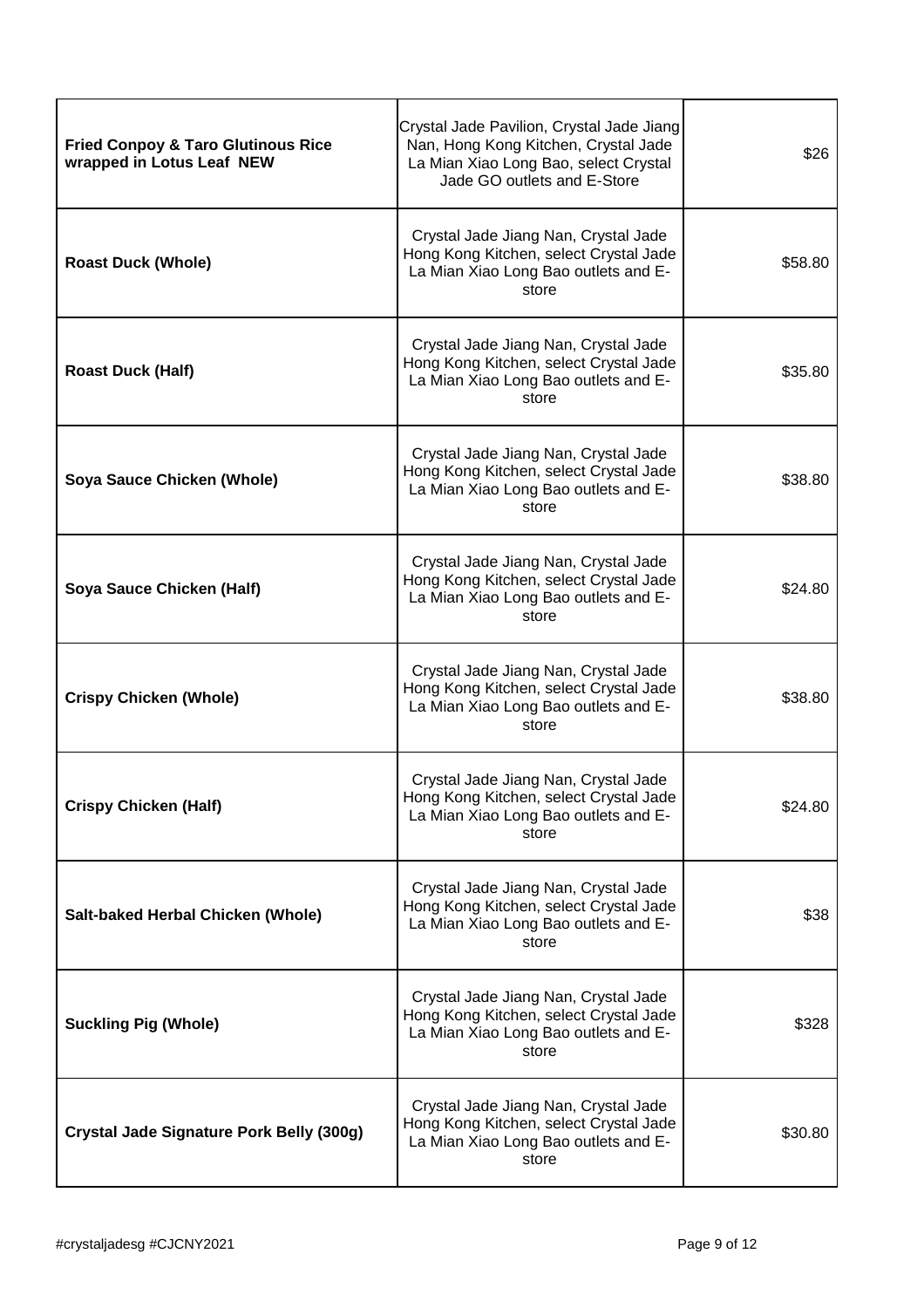| | | |
|---|---|---|
| **Fried Conpoy & Taro Glutinous Rice wrapped in Lotus Leaf NEW** | Crystal Jade Pavilion, Crystal Jade Jiang Nan, Hong Kong Kitchen, Crystal Jade La Mian Xiao Long Bao, select Crystal Jade GO outlets and E-Store | $26 |
| **Roast Duck (Whole)** | Crystal Jade Jiang Nan, Crystal Jade Hong Kong Kitchen, select Crystal Jade La Mian Xiao Long Bao outlets and E-store | $58.80 |
| **Roast Duck (Half)** | Crystal Jade Jiang Nan, Crystal Jade Hong Kong Kitchen, select Crystal Jade La Mian Xiao Long Bao outlets and E-store | $35.80 |
| **Soya Sauce Chicken (Whole)** | Crystal Jade Jiang Nan, Crystal Jade Hong Kong Kitchen, select Crystal Jade La Mian Xiao Long Bao outlets and E-store | $38.80 |
| **Soya Sauce Chicken (Half)** | Crystal Jade Jiang Nan, Crystal Jade Hong Kong Kitchen, select Crystal Jade La Mian Xiao Long Bao outlets and E-store | $24.80 |
| **Crispy Chicken (Whole)** | Crystal Jade Jiang Nan, Crystal Jade Hong Kong Kitchen, select Crystal Jade La Mian Xiao Long Bao outlets and E-store | $38.80 |
| **Crispy Chicken (Half)** | Crystal Jade Jiang Nan, Crystal Jade Hong Kong Kitchen, select Crystal Jade La Mian Xiao Long Bao outlets and E-store | $24.80 |
| **Salt-baked Herbal Chicken (Whole)** | Crystal Jade Jiang Nan, Crystal Jade Hong Kong Kitchen, select Crystal Jade La Mian Xiao Long Bao outlets and E-store | $38 |
| **Suckling Pig (Whole)** | Crystal Jade Jiang Nan, Crystal Jade Hong Kong Kitchen, select Crystal Jade La Mian Xiao Long Bao outlets and E-store | $328 |
| **Crystal Jade Signature Pork Belly (300g)** | Crystal Jade Jiang Nan, Crystal Jade Hong Kong Kitchen, select Crystal Jade La Mian Xiao Long Bao outlets and E-store | $30.80 |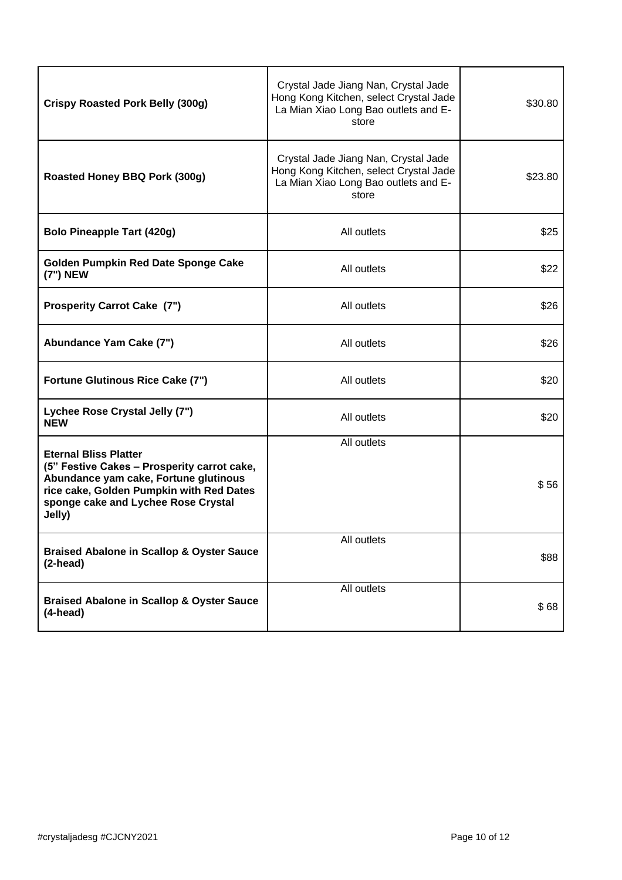| **Crispy Roasted Pork Belly (300g)** | Crystal Jade Jiang Nan, Crystal Jade Hong Kong Kitchen, select Crystal Jade La Mian Xiao Long Bao outlets and E-store | $30.80 |
|---|---|---|
| **Roasted Honey BBQ Pork (300g)** | Crystal Jade Jiang Nan, Crystal Jade Hong Kong Kitchen, select Crystal Jade La Mian Xiao Long Bao outlets and E-store | $23.80 |
| **Bolo Pineapple Tart (420g)** | All outlets | $25 |
| **Golden Pumpkin Red Date Sponge Cake (7") NEW** | All outlets | $22 |
| **Prosperity Carrot Cake (7")** | All outlets | $26 |
| **Abundance Yam Cake (7")** | All outlets | $26 |
| **Fortune Glutinous Rice Cake (7")** | All outlets | $20 |
| **Lychee Rose Crystal Jelly (7") NEW** | All outlets | $20 |
| **Eternal Bliss Platter (5" Festive Cakes – Prosperity carrot cake, Abundance yam cake, Fortune glutinous rice cake, Golden Pumpkin with Red Dates sponge cake and Lychee Rose Crystal Jelly)** | All outlets | $ 56 |
| **Braised Abalone in Scallop & Oyster Sauce (2-head)** | All outlets | $88 |
| **Braised Abalone in Scallop & Oyster Sauce (4-head)** | All outlets | $ 68 |

#crystaljadesg #CJCNY2021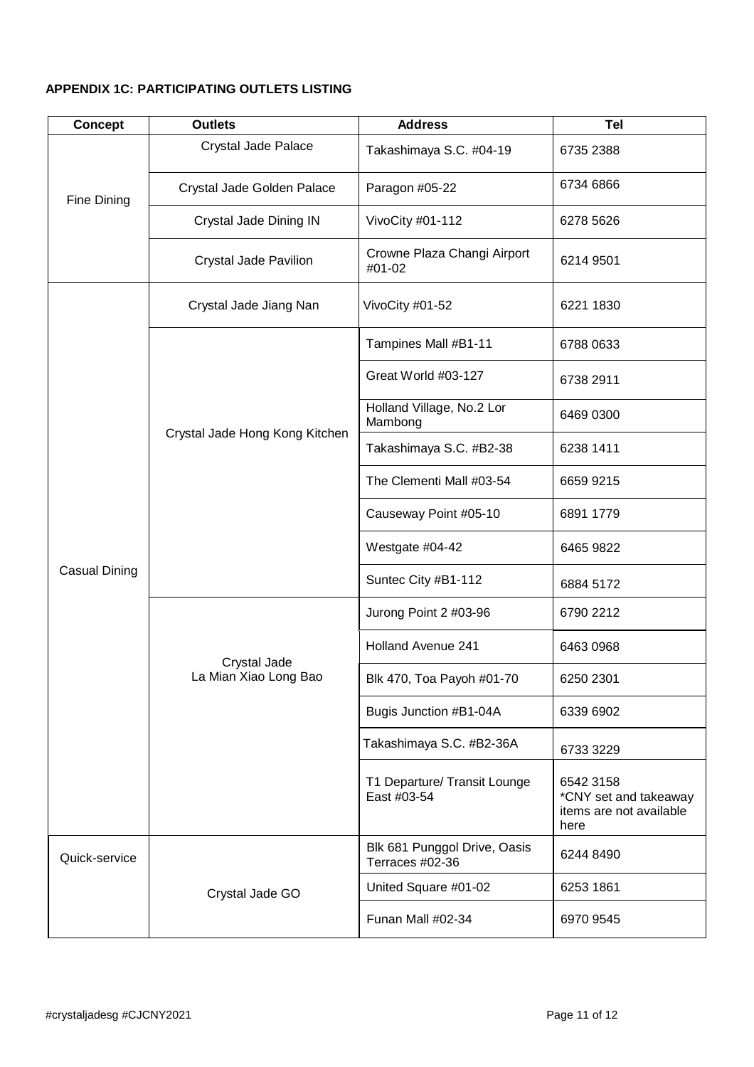**APPENDIX 1C: PARTICIPATING OUTLETS LISTING**

| Concept | Outlets | Address | Tel |
|---|---|---|---|
| Fine Dining | Crystal Jade Palace | Takashimaya S.C. #04-19 | 6735 2388 |
| | Crystal Jade Golden Palace | Paragon #05-22 | 6734 6866 |
| | Crystal Jade Dining IN | VivoCity #01-112 | 6278 5626 |
| | Crystal Jade Pavilion | Crowne Plaza Changi Airport #01-02 | 6214 9501 |
| Casual Dining | Crystal Jade Jiang Nan | VivoCity #01-52 | 6221 1830 |
| | Crystal Jade Hong Kong Kitchen | Tampines Mall #B1-11 | 6788 0633 |
| | | Great World #03-127 | 6738 2911 |
| | | Holland Village, No.2 Lor Mambong | 6469 0300 |
| | | Takashimaya S.C. #B2-38 | 6238 1411 |
| | | The Clementi Mall #03-54 | 6659 9215 |
| | | Causeway Point #05-10 | 6891 1779 |
| | | Westgate #04-42 | 6465 9822 |
| | | Suntec City #B1-112 | 6884 5172 |
| | Crystal Jade La Mian Xiao Long Bao | Jurong Point 2 #03-96 | 6790 2212 |
| | | Holland Avenue 241 | 6463 0968 |
| | | Blk 470, Toa Payoh #01-70 | 6250 2301 |
| | | Bugis Junction #B1-04A | 6339 6902 |
| | | Takashimaya S.C. #B2-36A | 6733 3229 |
| | | T1 Departure/ Transit Lounge East #03-54 | 6542 3158 *CNY set and takeaway items are not available here |
| Quick-service | Crystal Jade GO | Blk 681 Punggol Drive, Oasis Terraces #02-36 | 6244 8490 |
| | | United Square #01-02 | 6253 1861 |
| | | Funan Mall #02-34 | 6970 9545 |

#crystaljadesg #CJCNY2021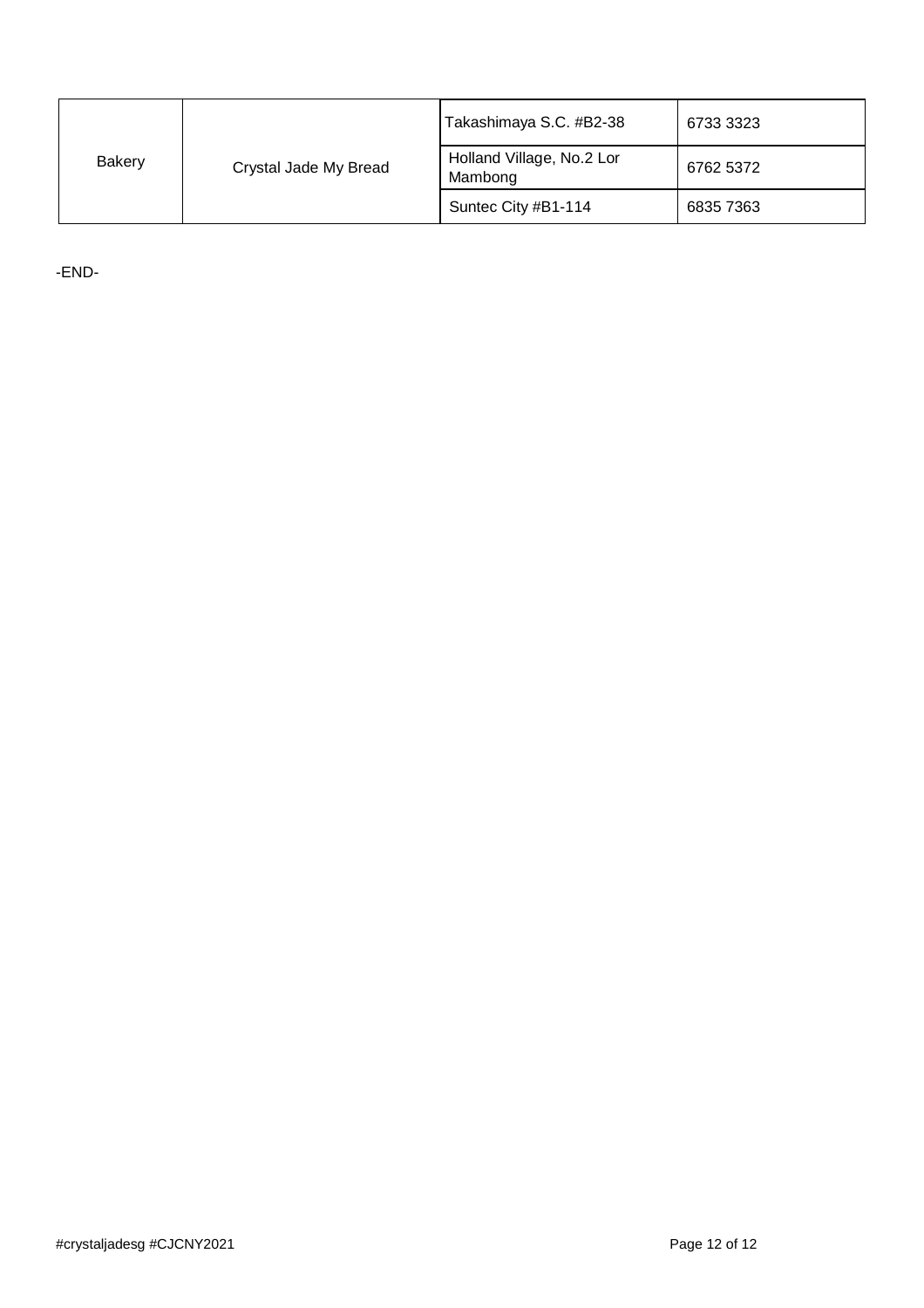| | | | |
|---|---|---|---|
| Bakery | Crystal Jade My Bread | Takashimaya S.C. #B2-38 | 6733 3323 |
| | | Holland Village, No.2 Lor Mambong | 6762 5372 |
| | | Suntec City #B1-114 | 6835 7363 |

-END-

#crystaljadesg #CJCNY2021